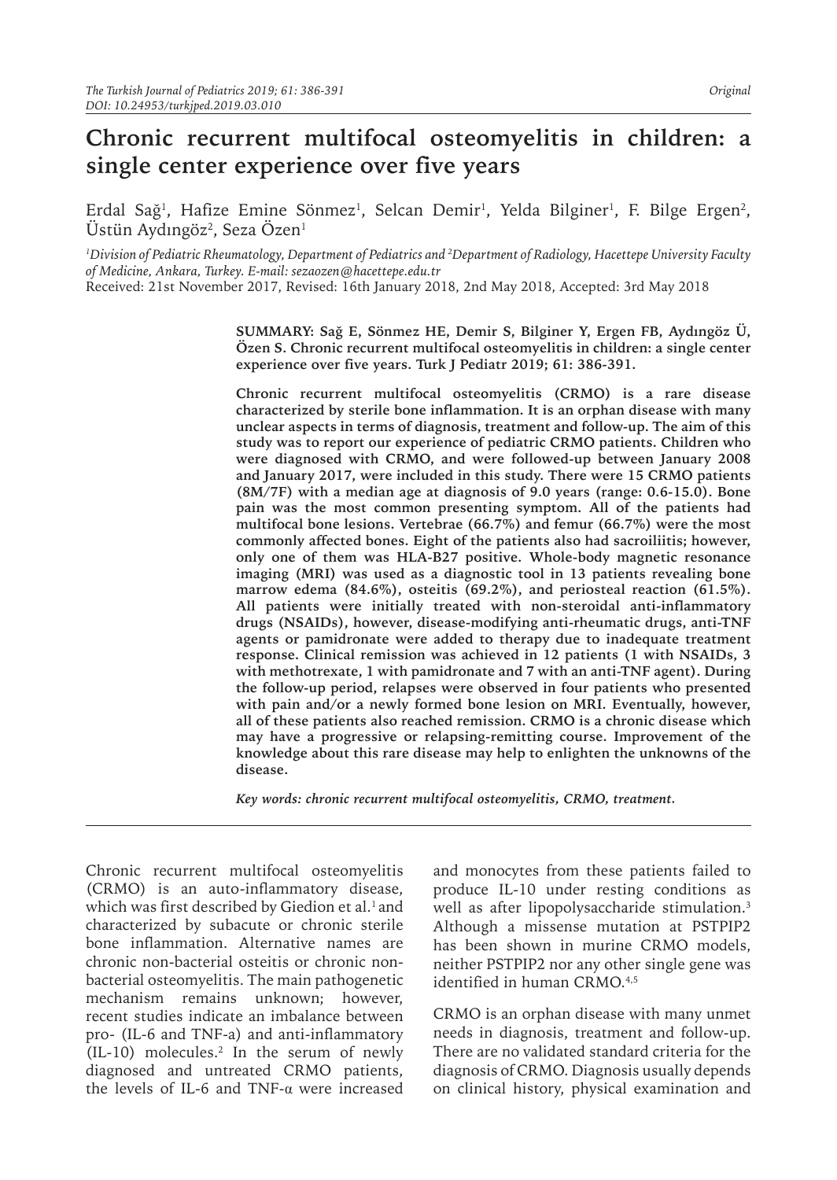Original

# Chronic recurrent multifocal osteomyelitis in children: a single center experience over five years

Erdal Sağ[1], Hafize Emine Sönmez[1], Selcan Demir[1], Yelda Bilginer[1], F. Bilge Ergen[2], Üstün Aydıngöz[2], Seza Özen[1]

[1]Division of Pediatric Rheumatology, Department of Pediatrics and [2]Department of Radiology, Hacettepe University Faculty of Medicine, Ankara, Turkey. E-mail: sezaozen@hacettepe.edu.tr

Received: 21st November 2017, Revised: 16th January 2018, 2nd May 2018, Accepted: 3rd May 2018

**SUMMARY: Sağ E, Sönmez HE, Demir S, Bilginer Y, Ergen FB, Aydıngöz Ü, Özen S. Chronic recurrent multifocal osteomyelitis in children: a single center experience over five years. Turk J Pediatr 2019; 61: 386-391.**

**Chronic recurrent multifocal osteomyelitis (CRMO) is a rare disease characterized by sterile bone inflammation. It is an orphan disease with many unclear aspects in terms of diagnosis, treatment and follow-up. The aim of this study was to report our experience of pediatric CRMO patients. Children who were diagnosed with CRMO, and were followed-up between January 2008 and January 2017, were included in this study. There were 15 CRMO patients (8M/7F) with a median age at diagnosis of 9.0 years (range: 0.6-15.0). Bone pain was the most common presenting symptom. All of the patients had multifocal bone lesions. Vertebrae (66.7%) and femur (66.7%) were the most commonly affected bones. Eight of the patients also had sacroiliitis; however, only one of them was HLA-B27 positive. Whole-body magnetic resonance imaging (MRI) was used as a diagnostic tool in 13 patients revealing bone marrow edema (84.6%), osteitis (69.2%), and periosteal reaction (61.5%). All patients were initially treated with non-steroidal anti-inflammatory drugs (NSAIDs), however, disease-modifying anti-rheumatic drugs, anti-TNF agents or pamidronate were added to therapy due to inadequate treatment response. Clinical remission was achieved in 12 patients (1 with NSAIDs, 3 with methotrexate, 1 with pamidronate and 7 with an anti-TNF agent). During the follow-up period, relapses were observed in four patients who presented with pain and/or a newly formed bone lesion on MRI. Eventually, however, all of these patients also reached remission. CRMO is a chronic disease which may have a progressive or relapsing-remitting course. Improvement of the knowledge about this rare disease may help to enlighten the unknowns of the disease.**

***Key words:** chronic recurrent multifocal osteomyelitis, CRMO, treatment.*

---

Chronic recurrent multifocal osteomyelitis (CRMO) is an auto-inflammatory disease, which was first described by Giedion et al.[1] and characterized by subacute or chronic sterile bone inflammation. Alternative names are chronic non-bacterial osteitis or chronic non-bacterial osteomyelitis. The main pathogenetic mechanism remains unknown; however, recent studies indicate an imbalance between pro- (IL-6 and TNF-a) and anti-inflammatory (IL-10) molecules.[2] In the serum of newly diagnosed and untreated CRMO patients, the levels of IL-6 and TNF-α were increased and monocytes from these patients failed to produce IL-10 under resting conditions as well as after lipopolysaccharide stimulation.[3] Although a missense mutation at PSTPIP2 has been shown in murine CRMO models, neither PSTPIP2 nor any other single gene was identified in human CRMO.[4,5]

CRMO is an orphan disease with many unmet needs in diagnosis, treatment and follow-up. There are no validated standard criteria for the diagnosis of CRMO. Diagnosis usually depends on clinical history, physical examination and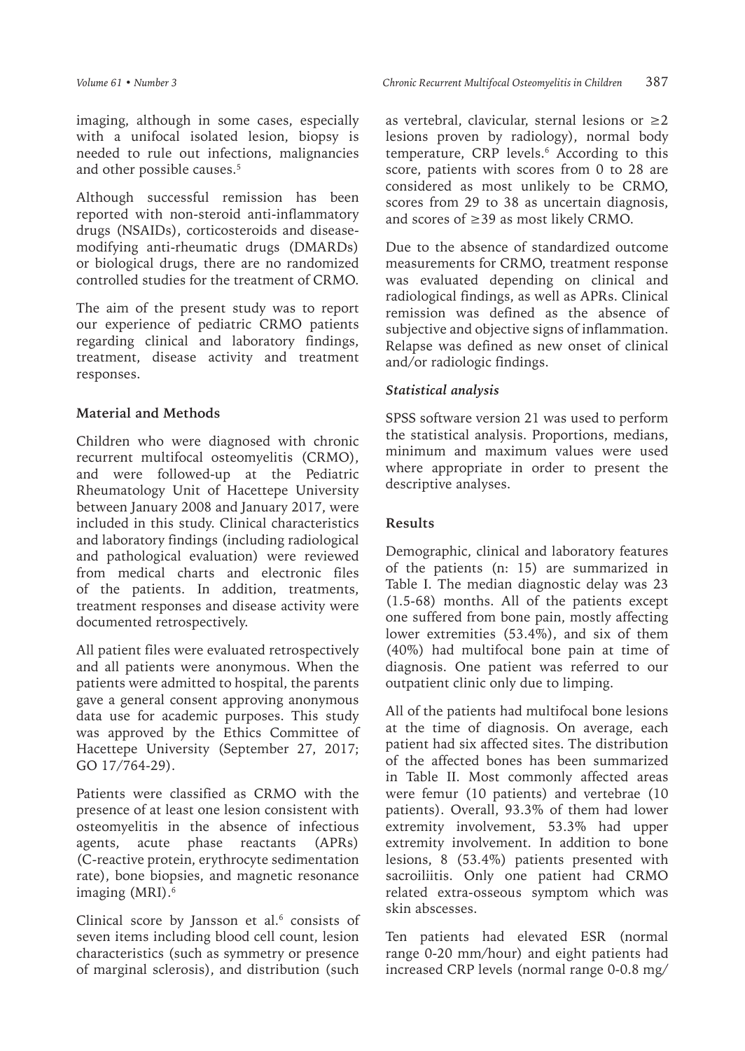imaging, although in some cases, especially with a unifocal isolated lesion, biopsy is needed to rule out infections, malignancies and other possible causes.[5]

Although successful remission has been reported with non-steroid anti-inflammatory drugs (NSAIDs), corticosteroids and disease-modifying anti-rheumatic drugs (DMARDs) or biological drugs, there are no randomized controlled studies for the treatment of CRMO.

The aim of the present study was to report our experience of pediatric CRMO patients regarding clinical and laboratory findings, treatment, disease activity and treatment responses.

## Material and Methods

Children who were diagnosed with chronic recurrent multifocal osteomyelitis (CRMO), and were followed-up at the Pediatric Rheumatology Unit of Hacettepe University between January 2008 and January 2017, were included in this study. Clinical characteristics and laboratory findings (including radiological and pathological evaluation) were reviewed from medical charts and electronic files of the patients. In addition, treatments, treatment responses and disease activity were documented retrospectively.

All patient files were evaluated retrospectively and all patients were anonymous. When the patients were admitted to hospital, the parents gave a general consent approving anonymous data use for academic purposes. This study was approved by the Ethics Committee of Hacettepe University (September 27, 2017; GO 17/764-29).

Patients were classified as CRMO with the presence of at least one lesion consistent with osteomyelitis in the absence of infectious agents, acute phase reactants (APRs) (C-reactive protein, erythrocyte sedimentation rate), bone biopsies, and magnetic resonance imaging (MRI).[6]

Clinical score by Jansson et al.[6] consists of seven items including blood cell count, lesion characteristics (such as symmetry or presence of marginal sclerosis), and distribution (such as vertebral, clavicular, sternal lesions or ≥2 lesions proven by radiology), normal body temperature, CRP levels.[6] According to this score, patients with scores from 0 to 28 are considered as most unlikely to be CRMO, scores from 29 to 38 as uncertain diagnosis, and scores of ≥39 as most likely CRMO.

Due to the absence of standardized outcome measurements for CRMO, treatment response was evaluated depending on clinical and radiological findings, as well as APRs. Clinical remission was defined as the absence of subjective and objective signs of inflammation. Relapse was defined as new onset of clinical and/or radiologic findings.

### *Statistical analysis*

SPSS software version 21 was used to perform the statistical analysis. Proportions, medians, minimum and maximum values were used where appropriate in order to present the descriptive analyses.

## Results

Demographic, clinical and laboratory features of the patients (n: 15) are summarized in Table I. The median diagnostic delay was 23 (1.5-68) months. All of the patients except one suffered from bone pain, mostly affecting lower extremities (53.4%), and six of them (40%) had multifocal bone pain at time of diagnosis. One patient was referred to our outpatient clinic only due to limping.

All of the patients had multifocal bone lesions at the time of diagnosis. On average, each patient had six affected sites. The distribution of the affected bones has been summarized in Table II. Most commonly affected areas were femur (10 patients) and vertebrae (10 patients). Overall, 93.3% of them had lower extremity involvement, 53.3% had upper extremity involvement. In addition to bone lesions, 8 (53.4%) patients presented with sacroiliitis. Only one patient had CRMO related extra-osseous symptom which was skin abscesses.

Ten patients had elevated ESR (normal range 0-20 mm/hour) and eight patients had increased CRP levels (normal range 0-0.8 mg/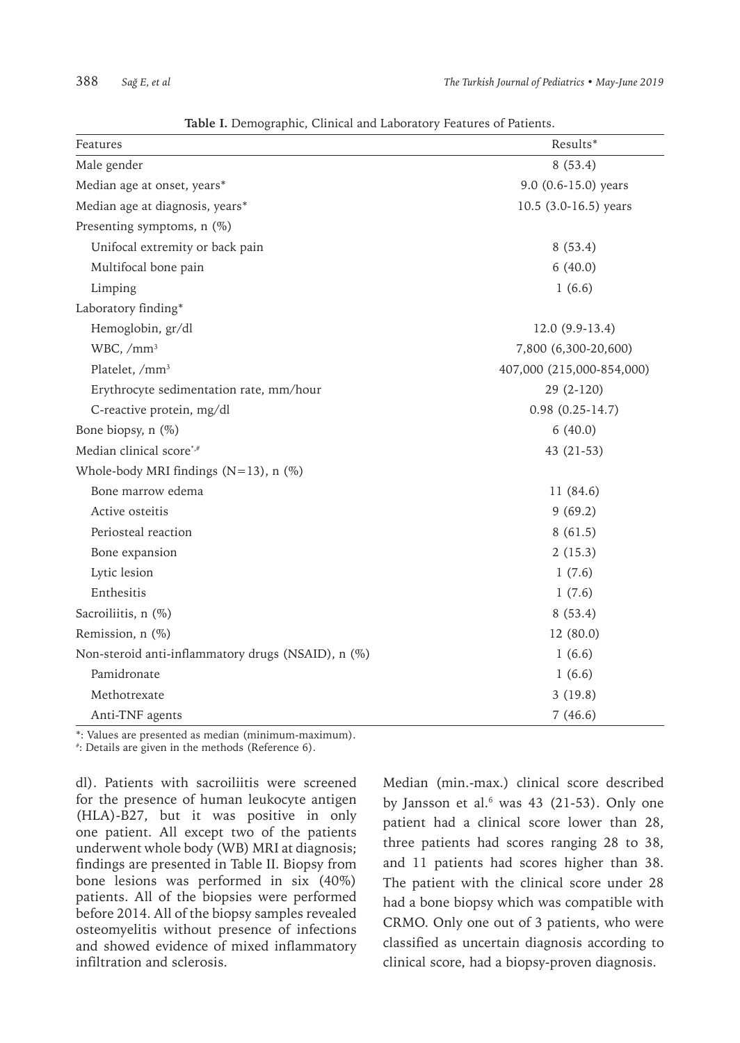**Table I.** Demographic, Clinical and Laboratory Features of Patients.

| Features | Results* |
|---|---|
| Male gender | 8 (53.4) |
| Median age at onset, years* | 9.0 (0.6-15.0) years |
| Median age at diagnosis, years* | 10.5 (3.0-16.5) years |
| Presenting symptoms, n (%) | |
| Unifocal extremity or back pain | 8 (53.4) |
| Multifocal bone pain | 6 (40.0) |
| Limping | 1 (6.6) |
| Laboratory finding* | |
| Hemoglobin, gr/dl | 12.0 (9.9-13.4) |
| WBC, /mm³ | 7,800 (6,300-20,600) |
| Platelet, /mm³ | 407,000 (215,000-854,000) |
| Erythrocyte sedimentation rate, mm/hour | 29 (2-120) |
| C-reactive protein, mg/dl | 0.98 (0.25-14.7) |
| Bone biopsy, n (%) | 6 (40.0) |
| Median clinical score*,# | 43 (21-53) |
| Whole-body MRI findings (N=13), n (%) | |
| Bone marrow edema | 11 (84.6) |
| Active osteitis | 9 (69.2) |
| Periosteal reaction | 8 (61.5) |
| Bone expansion | 2 (15.3) |
| Lytic lesion | 1 (7.6) |
| Enthesitis | 1 (7.6) |
| Sacroiliitis, n (%) | 8 (53.4) |
| Remission, n (%) | 12 (80.0) |
| Non-steroid anti-inflammatory drugs (NSAID), n (%) | 1 (6.6) |
| Pamidronate | 1 (6.6) |
| Methotrexate | 3 (19.8) |
| Anti-TNF agents | 7 (46.6) |

*: Values are presented as median (minimum-maximum).
#: Details are given in the methods (Reference 6).

dl). Patients with sacroiliitis were screened for the presence of human leukocyte antigen (HLA)-B27, but it was positive in only one patient. All except two of the patients underwent whole body (WB) MRI at diagnosis; findings are presented in Table II. Biopsy from bone lesions was performed in six (40%) patients. All of the biopsies were performed before 2014. All of the biopsy samples revealed osteomyelitis without presence of infections and showed evidence of mixed inflammatory infiltration and sclerosis.

Median (min.-max.) clinical score described by Jansson et al.[6] was 43 (21-53). Only one patient had a clinical score lower than 28, three patients had scores ranging 28 to 38, and 11 patients had scores higher than 38. The patient with the clinical score under 28 had a bone biopsy which was compatible with CRMO. Only one out of 3 patients, who were classified as uncertain diagnosis according to clinical score, had a biopsy-proven diagnosis.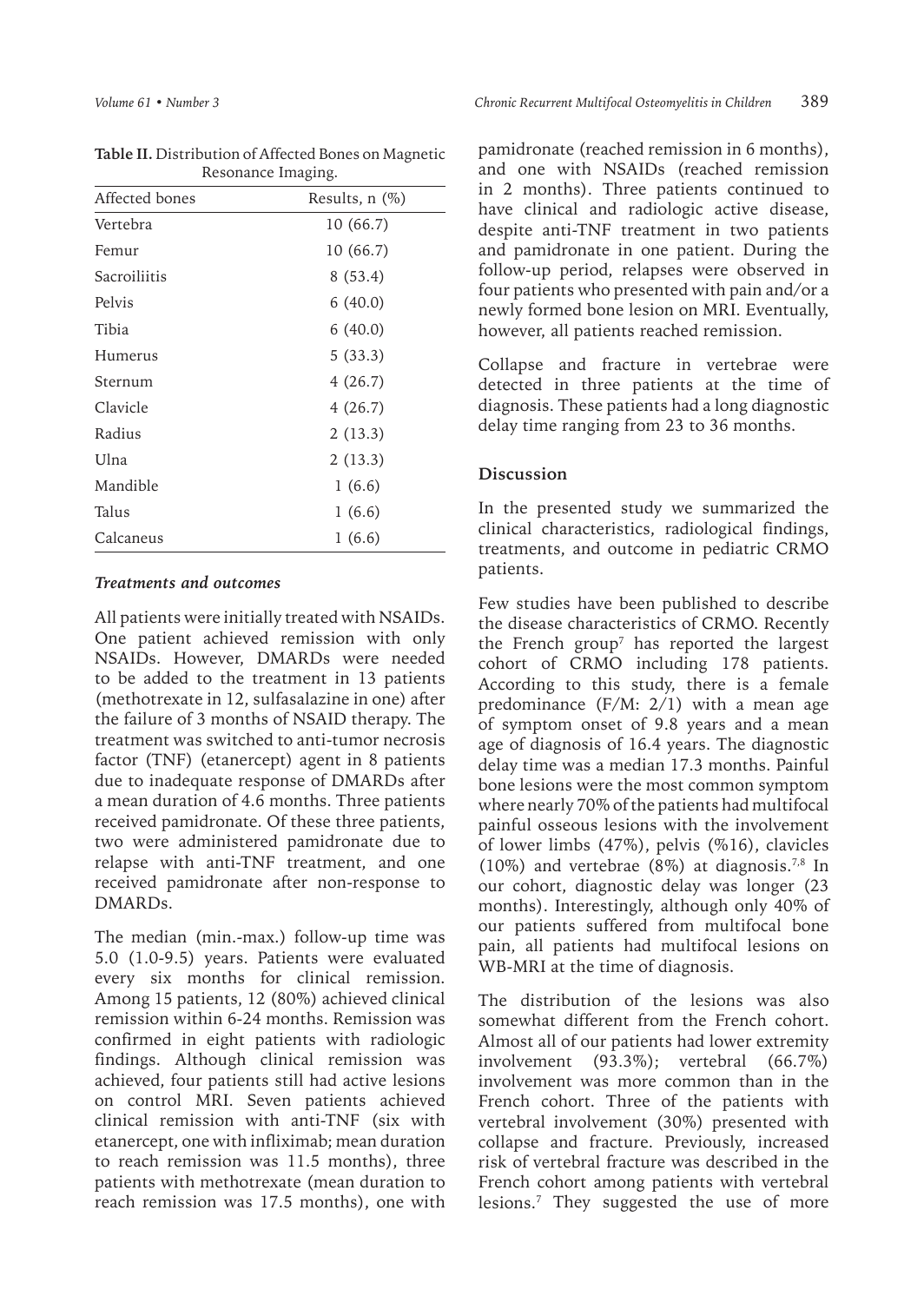**Table II.** Distribution of Affected Bones on Magnetic Resonance Imaging.

| Affected bones | Results, n (%) |
|---|---|
| Vertebra | 10 (66.7) |
| Femur | 10 (66.7) |
| Sacroiliitis | 8 (53.4) |
| Pelvis | 6 (40.0) |
| Tibia | 6 (40.0) |
| Humerus | 5 (33.3) |
| Sternum | 4 (26.7) |
| Clavicle | 4 (26.7) |
| Radius | 2 (13.3) |
| Ulna | 2 (13.3) |
| Mandible | 1 (6.6) |
| Talus | 1 (6.6) |
| Calcaneus | 1 (6.6) |

### *Treatments and outcomes*

All patients were initially treated with NSAIDs. One patient achieved remission with only NSAIDs. However, DMARDs were needed to be added to the treatment in 13 patients (methotrexate in 12, sulfasalazine in one) after the failure of 3 months of NSAID therapy. The treatment was switched to anti-tumor necrosis factor (TNF) (etanercept) agent in 8 patients due to inadequate response of DMARDs after a mean duration of 4.6 months. Three patients received pamidronate. Of these three patients, two were administered pamidronate due to relapse with anti-TNF treatment, and one received pamidronate after non-response to DMARDs.

The median (min.-max.) follow-up time was 5.0 (1.0-9.5) years. Patients were evaluated every six months for clinical remission. Among 15 patients, 12 (80%) achieved clinical remission within 6-24 months. Remission was confirmed in eight patients with radiologic findings. Although clinical remission was achieved, four patients still had active lesions on control MRI. Seven patients achieved clinical remission with anti-TNF (six with etanercept, one with infliximab; mean duration to reach remission was 11.5 months), three patients with methotrexate (mean duration to reach remission was 17.5 months), one with pamidronate (reached remission in 6 months), and one with NSAIDs (reached remission in 2 months). Three patients continued to have clinical and radiologic active disease, despite anti-TNF treatment in two patients and pamidronate in one patient. During the follow-up period, relapses were observed in four patients who presented with pain and/or a newly formed bone lesion on MRI. Eventually, however, all patients reached remission.

Collapse and fracture in vertebrae were detected in three patients at the time of diagnosis. These patients had a long diagnostic delay time ranging from 23 to 36 months.

## Discussion

In the presented study we summarized the clinical characteristics, radiological findings, treatments, and outcome in pediatric CRMO patients.

Few studies have been published to describe the disease characteristics of CRMO. Recently the French group[7] has reported the largest cohort of CRMO including 178 patients. According to this study, there is a female predominance (F/M: 2/1) with a mean age of symptom onset of 9.8 years and a mean age of diagnosis of 16.4 years. The diagnostic delay time was a median 17.3 months. Painful bone lesions were the most common symptom where nearly 70% of the patients had multifocal painful osseous lesions with the involvement of lower limbs (47%), pelvis (%16), clavicles (10%) and vertebrae (8%) at diagnosis.[7,8] In our cohort, diagnostic delay was longer (23 months). Interestingly, although only 40% of our patients suffered from multifocal bone pain, all patients had multifocal lesions on WB-MRI at the time of diagnosis.

The distribution of the lesions was also somewhat different from the French cohort. Almost all of our patients had lower extremity involvement (93.3%); vertebral (66.7%) involvement was more common than in the French cohort. Three of the patients with vertebral involvement (30%) presented with collapse and fracture. Previously, increased risk of vertebral fracture was described in the French cohort among patients with vertebral lesions.[7] They suggested the use of more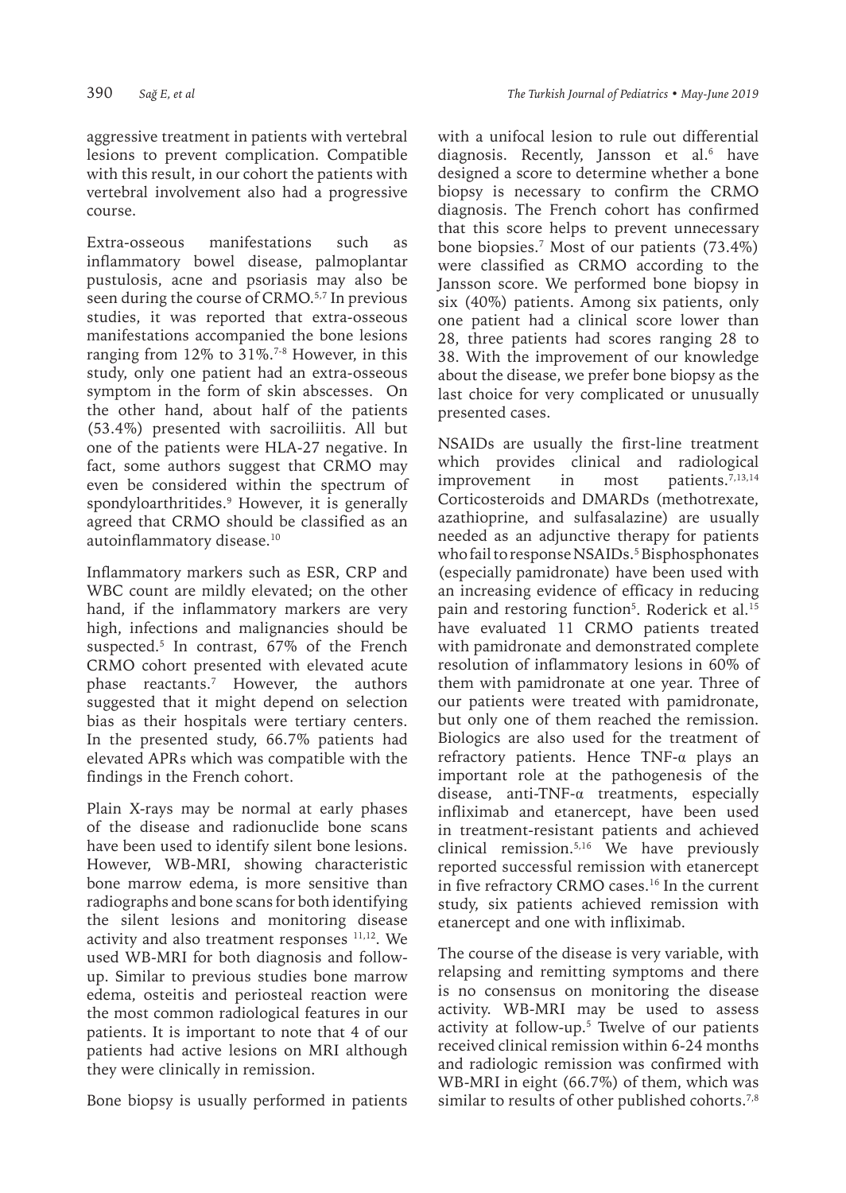aggressive treatment in patients with vertebral lesions to prevent complication. Compatible with this result, in our cohort the patients with vertebral involvement also had a progressive course.

Extra-osseous manifestations such as inflammatory bowel disease, palmoplantar pustulosis, acne and psoriasis may also be seen during the course of CRMO.[5,7] In previous studies, it was reported that extra-osseous manifestations accompanied the bone lesions ranging from 12% to 31%.[7-8] However, in this study, only one patient had an extra-osseous symptom in the form of skin abscesses. On the other hand, about half of the patients (53.4%) presented with sacroiliitis. All but one of the patients were HLA-27 negative. In fact, some authors suggest that CRMO may even be considered within the spectrum of spondyloarthritides.[9] However, it is generally agreed that CRMO should be classified as an autoinflammatory disease.[10]

Inflammatory markers such as ESR, CRP and WBC count are mildly elevated; on the other hand, if the inflammatory markers are very high, infections and malignancies should be suspected.[5] In contrast, 67% of the French CRMO cohort presented with elevated acute phase reactants.[7] However, the authors suggested that it might depend on selection bias as their hospitals were tertiary centers. In the presented study, 66.7% patients had elevated APRs which was compatible with the findings in the French cohort.

Plain X-rays may be normal at early phases of the disease and radionuclide bone scans have been used to identify silent bone lesions. However, WB-MRI, showing characteristic bone marrow edema, is more sensitive than radiographs and bone scans for both identifying the silent lesions and monitoring disease activity and also treatment responses [11,12]. We used WB-MRI for both diagnosis and follow-up. Similar to previous studies bone marrow edema, osteitis and periosteal reaction were the most common radiological features in our patients. It is important to note that 4 of our patients had active lesions on MRI although they were clinically in remission.

Bone biopsy is usually performed in patients with a unifocal lesion to rule out differential diagnosis. Recently, Jansson et al.[6] have designed a score to determine whether a bone biopsy is necessary to confirm the CRMO diagnosis. The French cohort has confirmed that this score helps to prevent unnecessary bone biopsies.[7] Most of our patients (73.4%) were classified as CRMO according to the Jansson score. We performed bone biopsy in six (40%) patients. Among six patients, only one patient had a clinical score lower than 28, three patients had scores ranging 28 to 38. With the improvement of our knowledge about the disease, we prefer bone biopsy as the last choice for very complicated or unusually presented cases.

NSAIDs are usually the first-line treatment which provides clinical and radiological improvement in most patients.[7,13,14] Corticosteroids and DMARDs (methotrexate, azathioprine, and sulfasalazine) are usually needed as an adjunctive therapy for patients who fail to response NSAIDs.[5] Bisphosphonates (especially pamidronate) have been used with an increasing evidence of efficacy in reducing pain and restoring function[5]. Roderick et al.[15] have evaluated 11 CRMO patients treated with pamidronate and demonstrated complete resolution of inflammatory lesions in 60% of them with pamidronate at one year. Three of our patients were treated with pamidronate, but only one of them reached the remission. Biologics are also used for the treatment of refractory patients. Hence TNF-α plays an important role at the pathogenesis of the disease, anti-TNF-α treatments, especially infliximab and etanercept, have been used in treatment-resistant patients and achieved clinical remission.[5,16] We have previously reported successful remission with etanercept in five refractory CRMO cases.[16] In the current study, six patients achieved remission with etanercept and one with infliximab.

The course of the disease is very variable, with relapsing and remitting symptoms and there is no consensus on monitoring the disease activity. WB-MRI may be used to assess activity at follow-up.[5] Twelve of our patients received clinical remission within 6-24 months and radiologic remission was confirmed with WB-MRI in eight (66.7%) of them, which was similar to results of other published cohorts.[7,8]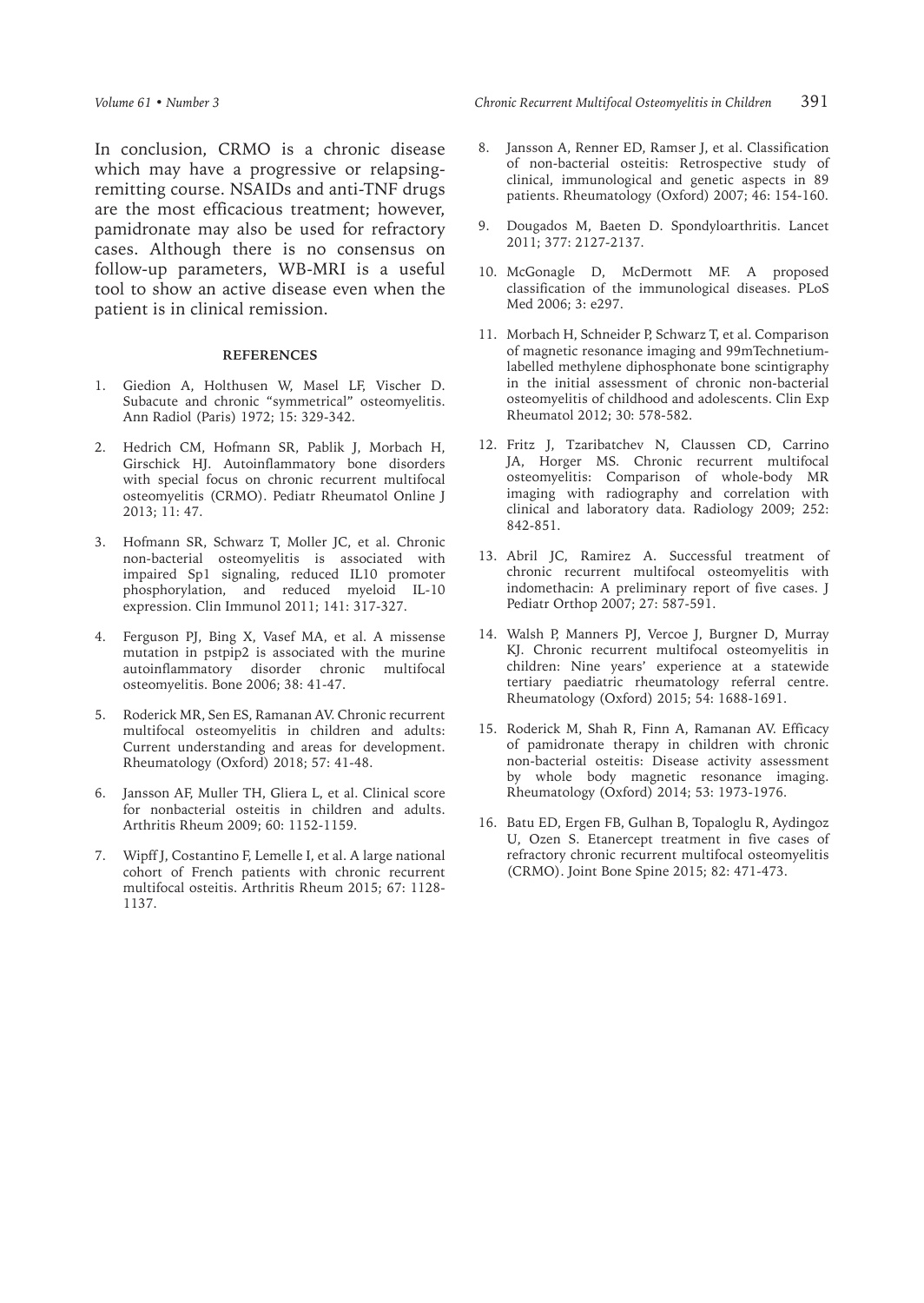In conclusion, CRMO is a chronic disease which may have a progressive or relapsing-remitting course. NSAIDs and anti-TNF drugs are the most efficacious treatment; however, pamidronate may also be used for refractory cases. Although there is no consensus on follow-up parameters, WB-MRI is a useful tool to show an active disease even when the patient is in clinical remission.

## REFERENCES

1. Giedion A, Holthusen W, Masel LF, Vischer D. Subacute and chronic "symmetrical" osteomyelitis. Ann Radiol (Paris) 1972; 15: 329-342.
2. Hedrich CM, Hofmann SR, Pablik J, Morbach H, Girschick HJ. Autoinflammatory bone disorders with special focus on chronic recurrent multifocal osteomyelitis (CRMO). Pediatr Rheumatol Online J 2013; 11: 47.
3. Hofmann SR, Schwarz T, Moller JC, et al. Chronic non-bacterial osteomyelitis is associated with impaired Sp1 signaling, reduced IL10 promoter phosphorylation, and reduced myeloid IL-10 expression. Clin Immunol 2011; 141: 317-327.
4. Ferguson PJ, Bing X, Vasef MA, et al. A missense mutation in pstpip2 is associated with the murine autoinflammatory disorder chronic multifocal osteomyelitis. Bone 2006; 38: 41-47.
5. Roderick MR, Sen ES, Ramanan AV. Chronic recurrent multifocal osteomyelitis in children and adults: Current understanding and areas for development. Rheumatology (Oxford) 2018; 57: 41-48.
6. Jansson AF, Muller TH, Gliera L, et al. Clinical score for nonbacterial osteitis in children and adults. Arthritis Rheum 2009; 60: 1152-1159.
7. Wipff J, Costantino F, Lemelle I, et al. A large national cohort of French patients with chronic recurrent multifocal osteitis. Arthritis Rheum 2015; 67: 1128-1137.
8. Jansson A, Renner ED, Ramser J, et al. Classification of non-bacterial osteitis: Retrospective study of clinical, immunological and genetic aspects in 89 patients. Rheumatology (Oxford) 2007; 46: 154-160.
9. Dougados M, Baeten D. Spondyloarthritis. Lancet 2011; 377: 2127-2137.
10. McGonagle D, McDermott MF. A proposed classification of the immunological diseases. PLoS Med 2006; 3: e297.
11. Morbach H, Schneider P, Schwarz T, et al. Comparison of magnetic resonance imaging and 99mTechnetium-labelled methylene diphosphonate bone scintigraphy in the initial assessment of chronic non-bacterial osteomyelitis of childhood and adolescents. Clin Exp Rheumatol 2012; 30: 578-582.
12. Fritz J, Tzaribatchev N, Claussen CD, Carrino JA, Horger MS. Chronic recurrent multifocal osteomyelitis: Comparison of whole-body MR imaging with radiography and correlation with clinical and laboratory data. Radiology 2009; 252: 842-851.
13. Abril JC, Ramirez A. Successful treatment of chronic recurrent multifocal osteomyelitis with indomethacin: A preliminary report of five cases. J Pediatr Orthop 2007; 27: 587-591.
14. Walsh P, Manners PJ, Vercoe J, Burgner D, Murray KJ. Chronic recurrent multifocal osteomyelitis in children: Nine years' experience at a statewide tertiary paediatric rheumatology referral centre. Rheumatology (Oxford) 2015; 54: 1688-1691.
15. Roderick M, Shah R, Finn A, Ramanan AV. Efficacy of pamidronate therapy in children with chronic non-bacterial osteitis: Disease activity assessment by whole body magnetic resonance imaging. Rheumatology (Oxford) 2014; 53: 1973-1976.
16. Batu ED, Ergen FB, Gulhan B, Topaloglu R, Aydingoz U, Ozen S. Etanercept treatment in five cases of refractory chronic recurrent multifocal osteomyelitis (CRMO). Joint Bone Spine 2015; 82: 471-473.